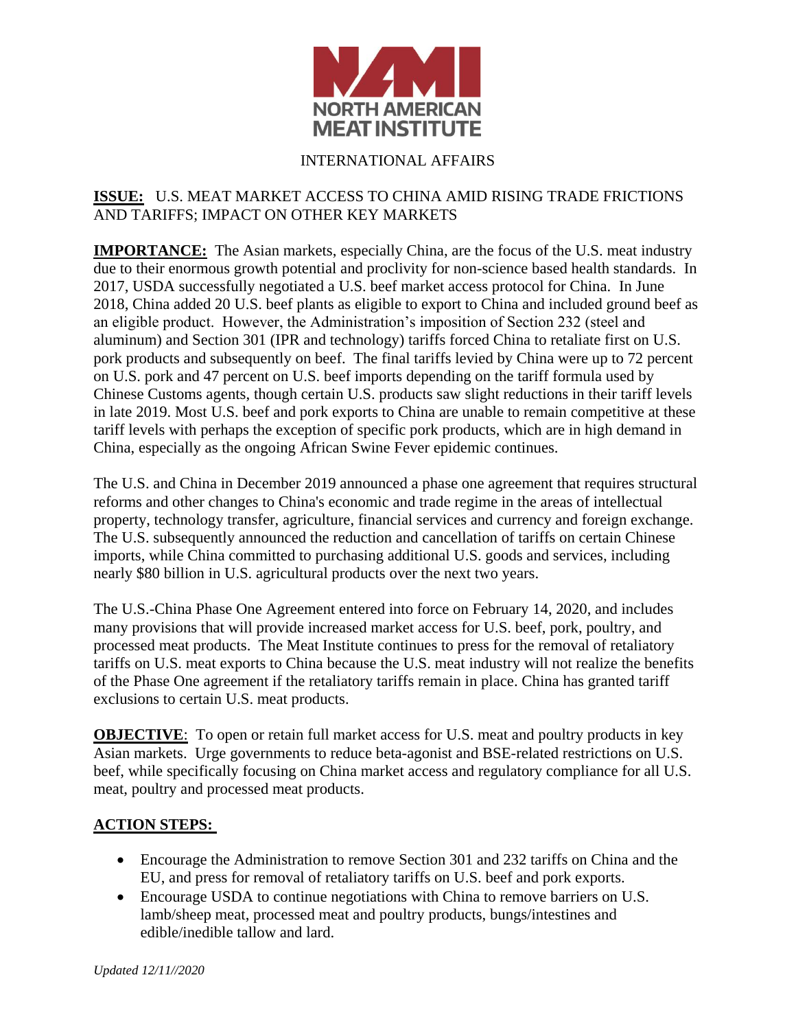NORTH AMERICAN MEAT INSTITUTE

INTERNATIONAL AFFAIRS

**ISSUE:** U.S. MEAT MARKET ACCESS TO CHINA AMID RISING TRADE FRICTIONS AND TARIFFS; IMPACT ON OTHER KEY MARKETS

**IMPORTANCE:** The Asian markets, especially China, are the focus of the U.S. meat industry due to their enormous growth potential and proclivity for non-science based health standards. In 2017, USDA successfully negotiated a U.S. beef market access protocol for China. In June 2018, China added 20 U.S. beef plants as eligible to export to China and included ground beef as an eligible product. However, the Administration's imposition of Section 232 (steel and aluminum) and Section 301 (IPR and technology) tariffs forced China to retaliate first on U.S. pork products and subsequently on beef. The final tariffs levied by China were up to 72 percent on U.S. pork and 47 percent on U.S. beef imports depending on the tariff formula used by Chinese Customs agents, though certain U.S. products saw slight reductions in their tariff levels in late 2019. Most U.S. beef and pork exports to China are unable to remain competitive at these tariff levels with perhaps the exception of specific pork products, which are in high demand in China, especially as the ongoing African Swine Fever epidemic continues.

The U.S. and China in December 2019 announced a phase one agreement that requires structural reforms and other changes to China's economic and trade regime in the areas of intellectual property, technology transfer, agriculture, financial services and currency and foreign exchange. The U.S. subsequently announced the reduction and cancellation of tariffs on certain Chinese imports, while China committed to purchasing additional U.S. goods and services, including nearly $80 billion in U.S. agricultural products over the next two years.

The U.S.-China Phase One Agreement entered into force on February 14, 2020, and includes many provisions that will provide increased market access for U.S. beef, pork, poultry, and processed meat products. The Meat Institute continues to press for the removal of retaliatory tariffs on U.S. meat exports to China because the U.S. meat industry will not realize the benefits of the Phase One agreement if the retaliatory tariffs remain in place. China has granted tariff exclusions to certain U.S. meat products.

**OBJECTIVE**: To open or retain full market access for U.S. meat and poultry products in key Asian markets. Urge governments to reduce beta-agonist and BSE-related restrictions on U.S. beef, while specifically focusing on China market access and regulatory compliance for all U.S. meat, poultry and processed meat products.

**ACTION STEPS:**

- Encourage the Administration to remove Section 301 and 232 tariffs on China and the EU, and press for removal of retaliatory tariffs on U.S. beef and pork exports.
- Encourage USDA to continue negotiations with China to remove barriers on U.S. lamb/sheep meat, processed meat and poultry products, bungs/intestines and edible/inedible tallow and lard.

*Updated 12/11//2020*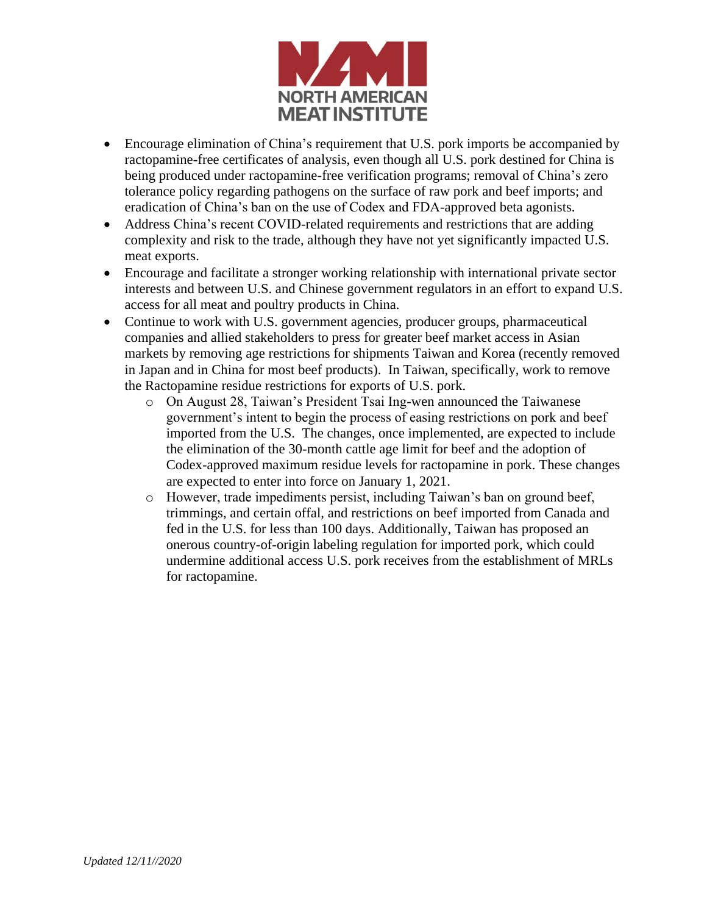- Encourage elimination of China's requirement that U.S. pork imports be accompanied by ractopamine-free certificates of analysis, even though all U.S. pork destined for China is being produced under ractopamine-free verification programs; removal of China's zero tolerance policy regarding pathogens on the surface of raw pork and beef imports; and eradication of China's ban on the use of Codex and FDA-approved beta agonists.
- Address China's recent COVID-related requirements and restrictions that are adding complexity and risk to the trade, although they have not yet significantly impacted U.S. meat exports.
- Encourage and facilitate a stronger working relationship with international private sector interests and between U.S. and Chinese government regulators in an effort to expand U.S. access for all meat and poultry products in China.
- Continue to work with U.S. government agencies, producer groups, pharmaceutical companies and allied stakeholders to press for greater beef market access in Asian markets by removing age restrictions for shipments Taiwan and Korea (recently removed in Japan and in China for most beef products). In Taiwan, specifically, work to remove the Ractopamine residue restrictions for exports of U.S. pork.
  - On August 28, Taiwan's President Tsai Ing-wen announced the Taiwanese government's intent to begin the process of easing restrictions on pork and beef imported from the U.S. The changes, once implemented, are expected to include the elimination of the 30-month cattle age limit for beef and the adoption of Codex-approved maximum residue levels for ractopamine in pork. These changes are expected to enter into force on January 1, 2021.
  - However, trade impediments persist, including Taiwan's ban on ground beef, trimmings, and certain offal, and restrictions on beef imported from Canada and fed in the U.S. for less than 100 days. Additionally, Taiwan has proposed an onerous country-of-origin labeling regulation for imported pork, which could undermine additional access U.S. pork receives from the establishment of MRLs for ractopamine.

*Updated 12/11//2020*